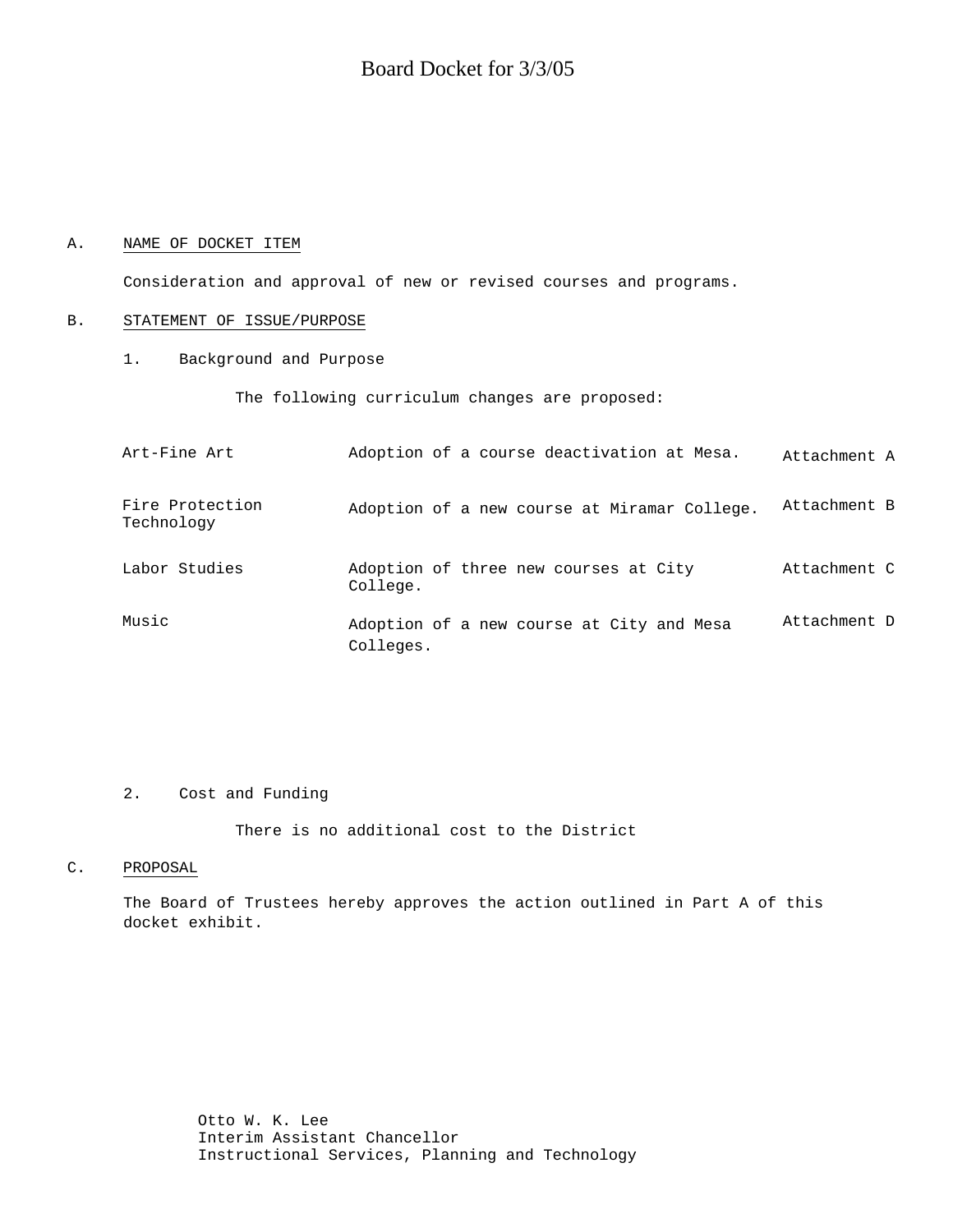# Board Docket for 3/3/05

A. NAME OF DOCKET ITEM

Consideration and approval of new or revised courses and programs.

B. STATEMENT OF ISSUE/PURPOSE

1. Background and Purpose

The following curriculum changes are proposed:

| | | |
|---|---|---|
| Art-Fine Art | Adoption of a course deactivation at Mesa. | Attachment A |
| Fire Protection Technology | Adoption of a new course at Miramar College. | Attachment B |
| Labor Studies | Adoption of three new courses at City College. | Attachment C |
| Music | Adoption of a new course at City and Mesa Colleges. | Attachment D |

2. Cost and Funding

There is no additional cost to the District

C. PROPOSAL

The Board of Trustees hereby approves the action outlined in Part A of this docket exhibit.

Otto W. K. Lee
Interim Assistant Chancellor
Instructional Services, Planning and Technology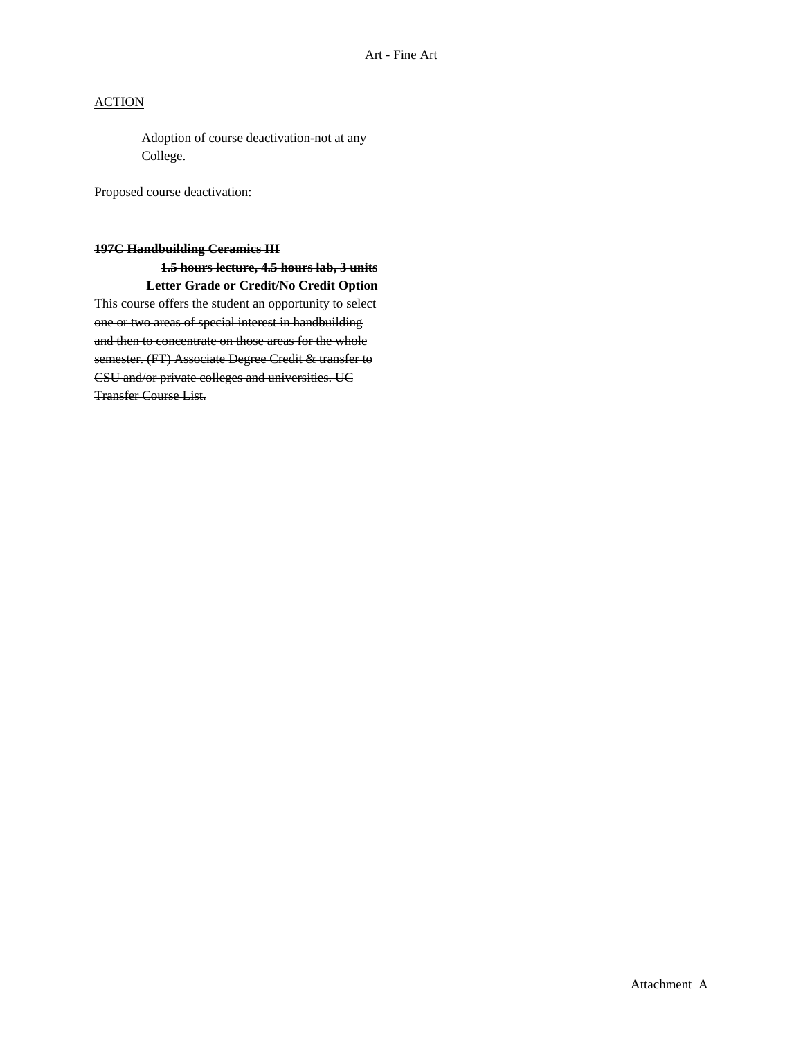Art - Fine Art

<u>ACTION</u>

Adoption of course deactivation-not at any College.

Proposed course deactivation:

~~**197C Handbuilding Ceramics III**~~

~~**1.5 hours lecture, 4.5 hours lab, 3 units**~~

~~**Letter Grade or Credit/No Credit Option**~~

~~This course offers the student an opportunity to select one or two areas of special interest in handbuilding and then to concentrate on those areas for the whole semester. (FT) Associate Degree Credit & transfer to CSU and/or private colleges and universities. UC Transfer Course List.~~

Attachment A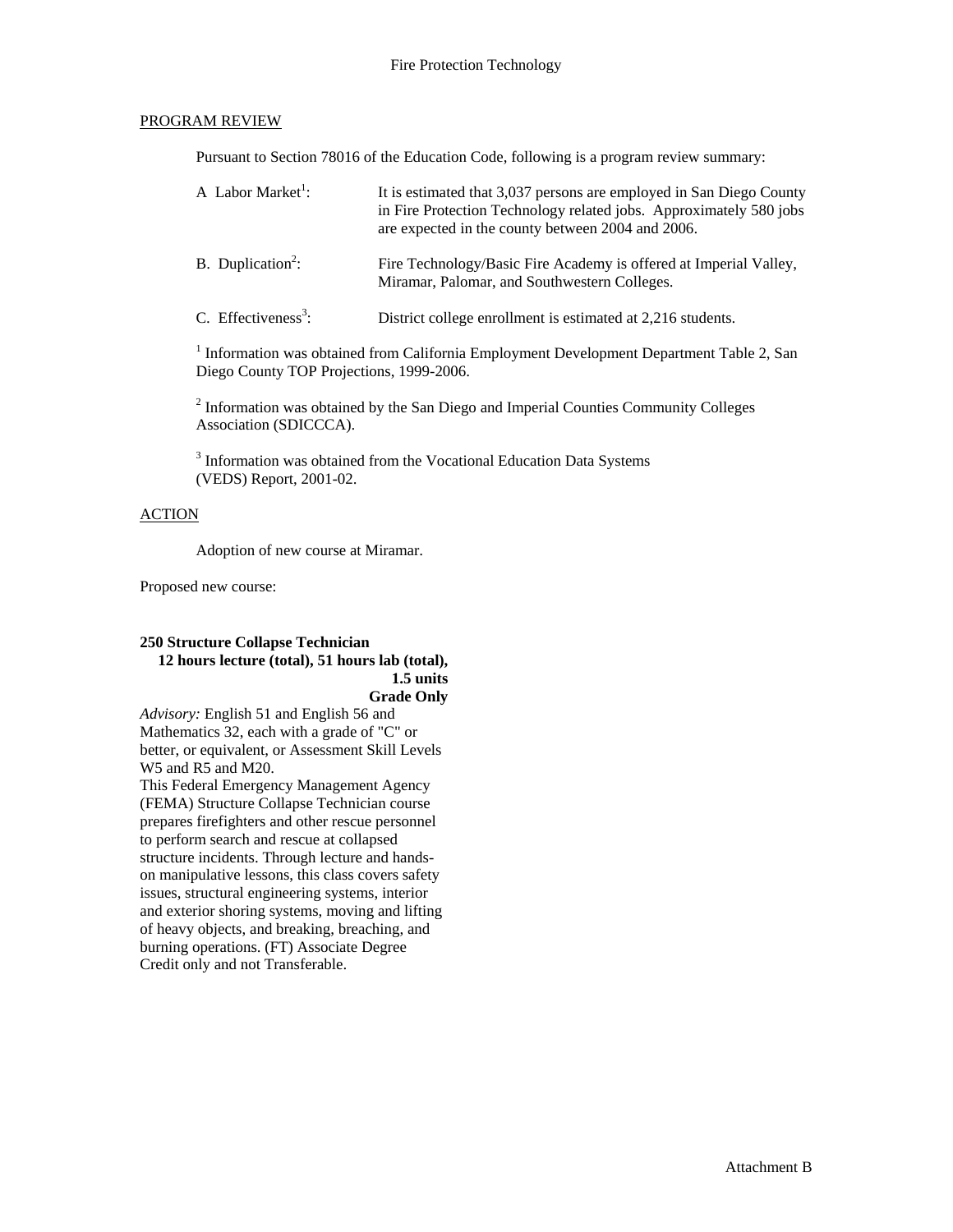Fire Protection Technology

PROGRAM REVIEW

Pursuant to Section 78016 of the Education Code, following is a program review summary:

A Labor Market[1]: It is estimated that 3,037 persons are employed in San Diego County in Fire Protection Technology related jobs. Approximately 580 jobs are expected in the county between 2004 and 2006.

B. Duplication[2]: Fire Technology/Basic Fire Academy is offered at Imperial Valley, Miramar, Palomar, and Southwestern Colleges.

C. Effectiveness[3]: District college enrollment is estimated at 2,216 students.

[1] Information was obtained from California Employment Development Department Table 2, San Diego County TOP Projections, 1999-2006.

[2] Information was obtained by the San Diego and Imperial Counties Community Colleges Association (SDICCCA).

[3] Information was obtained from the Vocational Education Data Systems (VEDS) Report, 2001-02.

ACTION

Adoption of new course at Miramar.

Proposed new course:

**250 Structure Collapse Technician**
**12 hours lecture (total), 51 hours lab (total), 1.5 units**
**Grade Only**

*Advisory:* English 51 and English 56 and Mathematics 32, each with a grade of "C" or better, or equivalent, or Assessment Skill Levels W5 and R5 and M20.

This Federal Emergency Management Agency (FEMA) Structure Collapse Technician course prepares firefighters and other rescue personnel to perform search and rescue at collapsed structure incidents. Through lecture and hands-on manipulative lessons, this class covers safety issues, structural engineering systems, interior and exterior shoring systems, moving and lifting of heavy objects, and breaking, breaching, and burning operations. (FT) Associate Degree Credit only and not Transferable.

Attachment B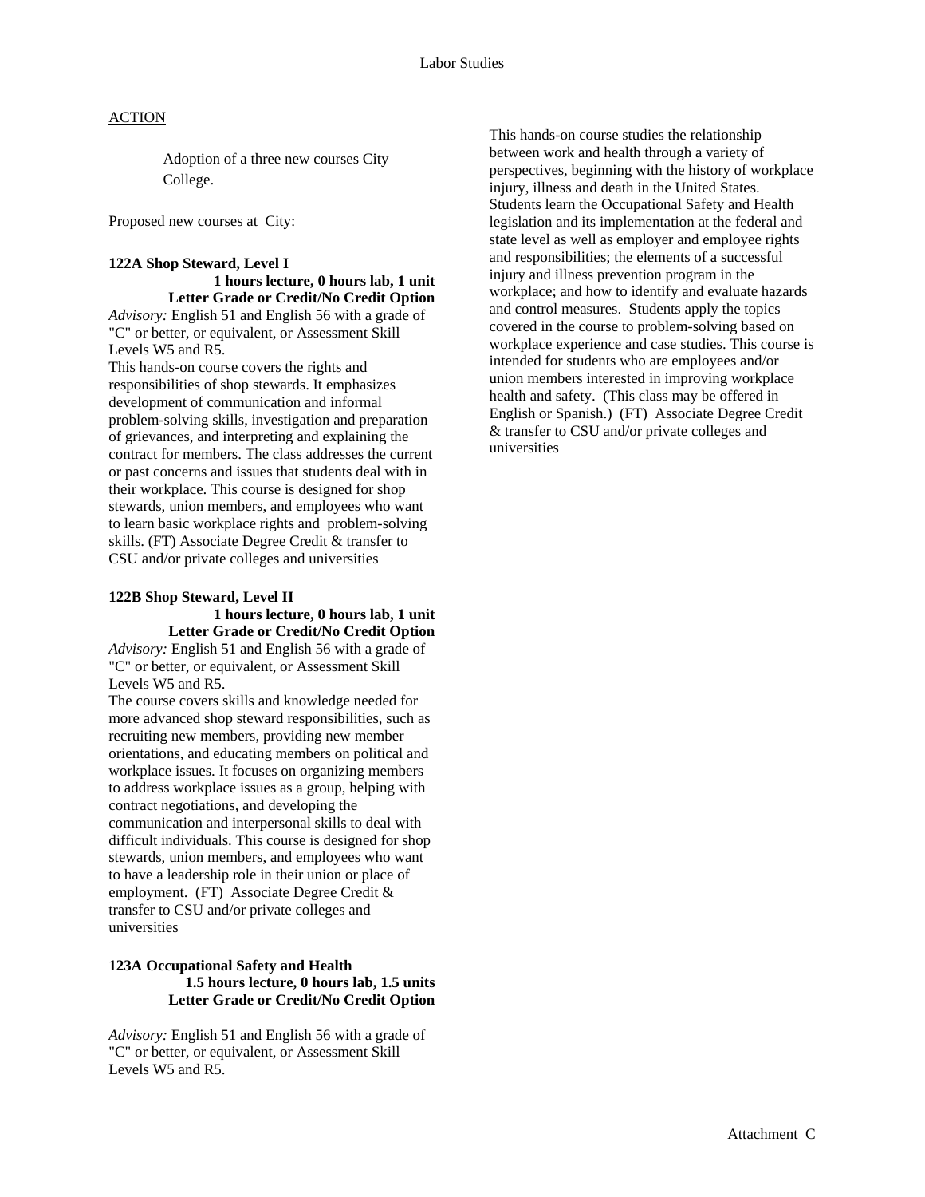# Labor Studies

<u>ACTION</u>

Adoption of a three new courses City College.

Proposed new courses at City:

**122A Shop Steward, Level I**
**1 hours lecture, 0 hours lab, 1 unit**
**Letter Grade or Credit/No Credit Option**

*Advisory:* English 51 and English 56 with a grade of "C" or better, or equivalent, or Assessment Skill Levels W5 and R5.

This hands-on course covers the rights and responsibilities of shop stewards. It emphasizes development of communication and informal problem-solving skills, investigation and preparation of grievances, and interpreting and explaining the contract for members. The class addresses the current or past concerns and issues that students deal with in their workplace. This course is designed for shop stewards, union members, and employees who want to learn basic workplace rights and problem-solving skills. (FT) Associate Degree Credit & transfer to CSU and/or private colleges and universities

**122B Shop Steward, Level II**
**1 hours lecture, 0 hours lab, 1 unit**
**Letter Grade or Credit/No Credit Option**

*Advisory:* English 51 and English 56 with a grade of "C" or better, or equivalent, or Assessment Skill Levels W5 and R5.

The course covers skills and knowledge needed for more advanced shop steward responsibilities, such as recruiting new members, providing new member orientations, and educating members on political and workplace issues. It focuses on organizing members to address workplace issues as a group, helping with contract negotiations, and developing the communication and interpersonal skills to deal with difficult individuals. This course is designed for shop stewards, union members, and employees who want to have a leadership role in their union or place of employment. (FT) Associate Degree Credit & transfer to CSU and/or private colleges and universities

**123A Occupational Safety and Health**
**1.5 hours lecture, 0 hours lab, 1.5 units**
**Letter Grade or Credit/No Credit Option**

*Advisory:* English 51 and English 56 with a grade of "C" or better, or equivalent, or Assessment Skill Levels W5 and R5.

This hands-on course studies the relationship between work and health through a variety of perspectives, beginning with the history of workplace injury, illness and death in the United States. Students learn the Occupational Safety and Health legislation and its implementation at the federal and state level as well as employer and employee rights and responsibilities; the elements of a successful injury and illness prevention program in the workplace; and how to identify and evaluate hazards and control measures. Students apply the topics covered in the course to problem-solving based on workplace experience and case studies. This course is intended for students who are employees and/or union members interested in improving workplace health and safety. (This class may be offered in English or Spanish.) (FT) Associate Degree Credit & transfer to CSU and/or private colleges and universities

Attachment C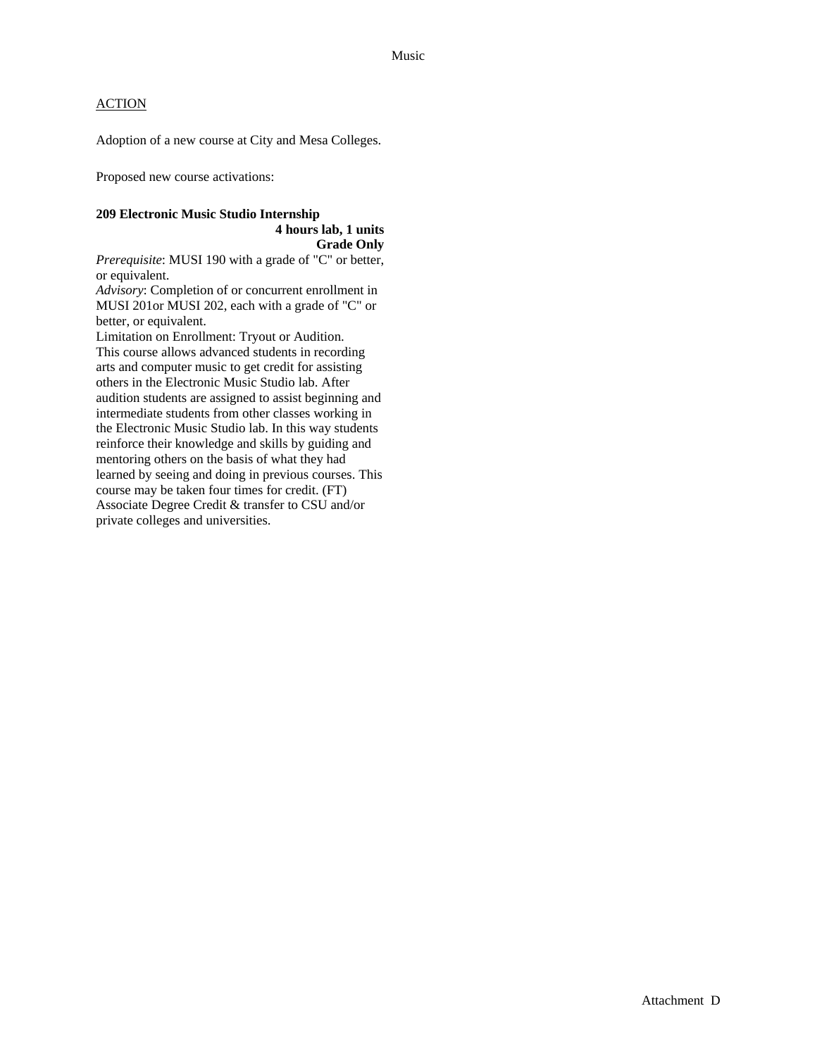Music

ACTION

Adoption of a new course at City and Mesa Colleges.

Proposed new course activations:

**209 Electronic Music Studio Internship**
**4 hours lab, 1 units**
**Grade Only**

*Prerequisite*: MUSI 190 with a grade of "C" or better, or equivalent.
*Advisory*: Completion of or concurrent enrollment in MUSI 201or MUSI 202, each with a grade of "C" or better, or equivalent.
Limitation on Enrollment: Tryout or Audition.
This course allows advanced students in recording arts and computer music to get credit for assisting others in the Electronic Music Studio lab. After audition students are assigned to assist beginning and intermediate students from other classes working in the Electronic Music Studio lab. In this way students reinforce their knowledge and skills by guiding and mentoring others on the basis of what they had learned by seeing and doing in previous courses. This course may be taken four times for credit. (FT)
Associate Degree Credit & transfer to CSU and/or private colleges and universities.

Attachment D